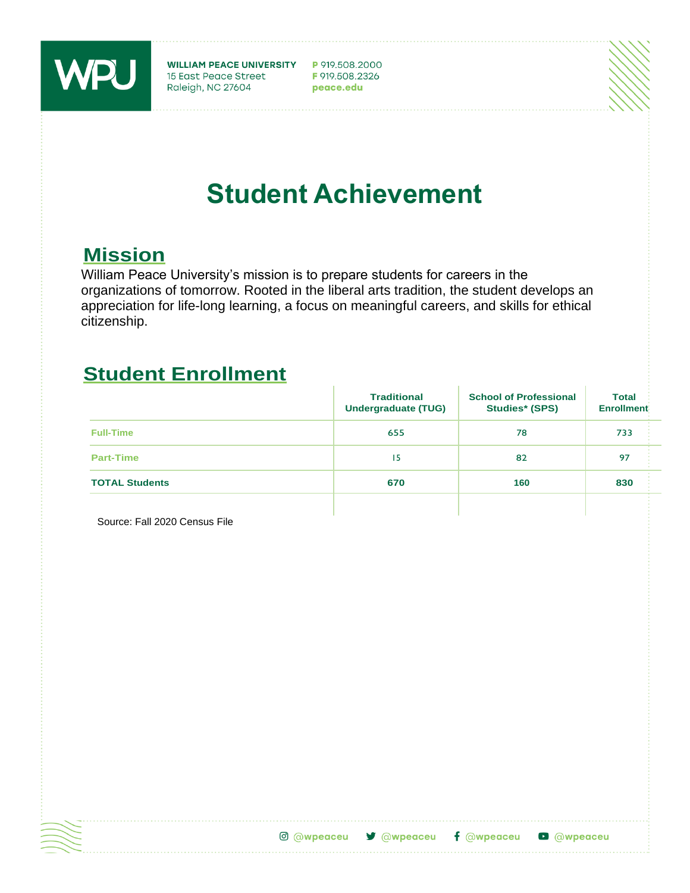WILLIAM PEACE UNIVERSITY
15 East Peace Street
Raleigh, NC 27604

P 919.508.2000
F 919.508.2326
peace.edu

# Student Achievement

## Mission

William Peace University's mission is to prepare students for careers in the organizations of tomorrow. Rooted in the liberal arts tradition, the student develops an appreciation for life-long learning, a focus on meaningful careers, and skills for ethical citizenship.

## Student Enrollment

| | Traditional Undergraduate (TUG) | School of Professional Studies* (SPS) | Total Enrollment |
|---|---|---|---|
| Full-Time | 655 | 78 | 733 |
| Part-Time | 15 | 82 | 97 |
| **TOTAL Students** | **670** | **160** | **830** |

Source: Fall 2020 Census File

@wpeaceu @wpeaceu @wpeaceu @wpeaceu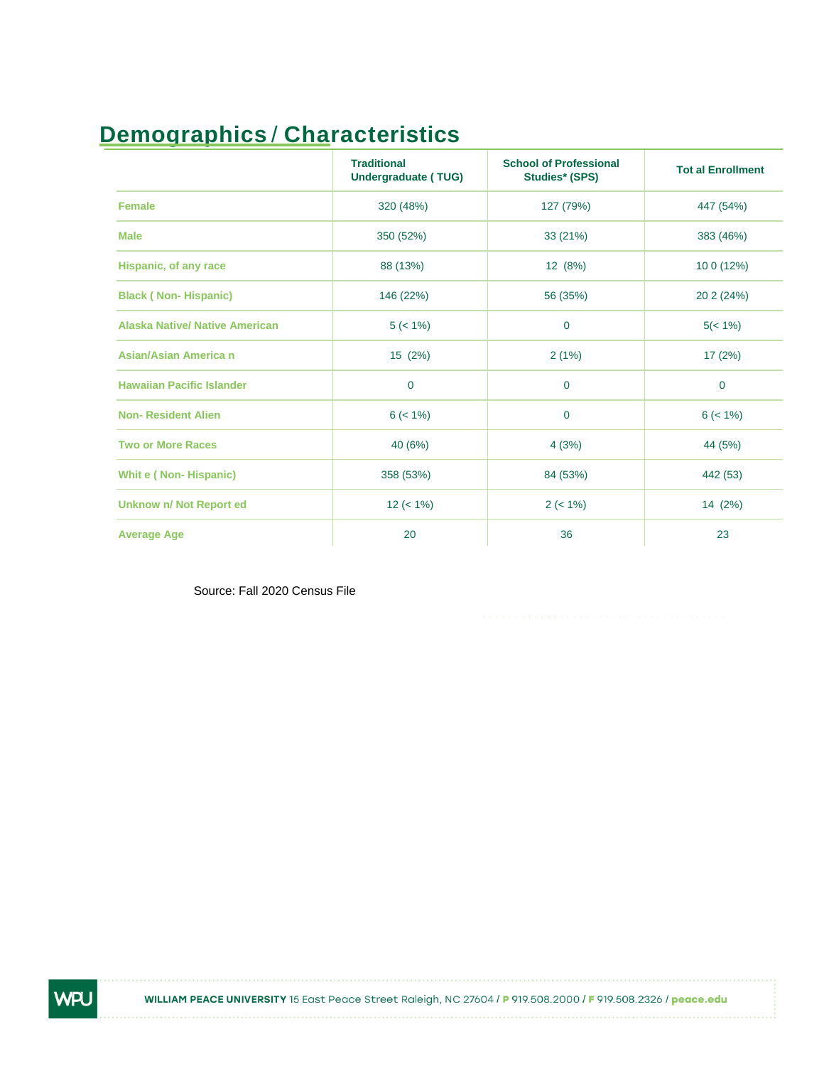## Demographics / Characteristics

| | Traditional Undergraduate ( TUG) | School of Professional Studies* (SPS) | Tot al Enrollment |
|---|---|---|---|
| Female | 320 (48%) | 127 (79%) | 447 (54%) |
| Male | 350 (52%) | 33 (21%) | 383 (46%) |
| Hispanic, of any race | 88 (13%) | 12 (8%) | 10 0 (12%) |
| Black ( Non- Hispanic) | 146 (22%) | 56 (35%) | 20 2 (24%) |
| Alaska Native/ Native American | 5 (< 1%) | 0 | 5(< 1%) |
| Asian/Asian America n | 15 (2%) | 2 (1%) | 17 (2%) |
| Hawaiian Pacific Islander | 0 | 0 | 0 |
| Non- Resident Alien | 6 (< 1%) | 0 | 6 (< 1%) |
| Two or More Races | 40 (6%) | 4 (3%) | 44 (5%) |
| Whit e ( Non- Hispanic) | 358 (53%) | 84 (53%) | 442 (53) |
| Unknow n/ Not Report ed | 12 (< 1%) | 2 (< 1%) | 14 (2%) |
| Average Age | 20 | 36 | 23 |

Source: Fall 2020 Census File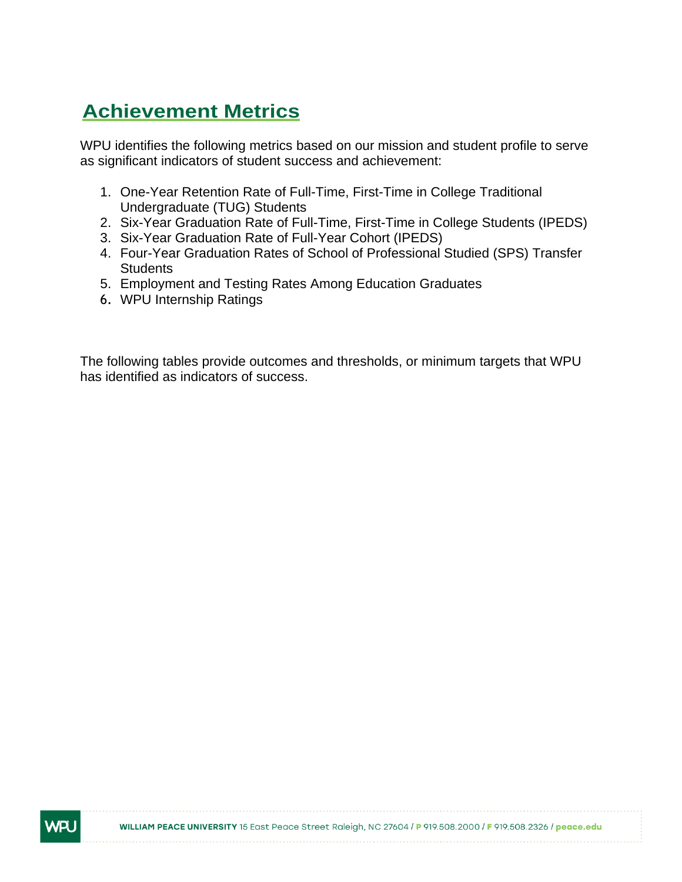## Achievement Metrics

WPU identifies the following metrics based on our mission and student profile to serve as significant indicators of student success and achievement:

1. One-Year Retention Rate of Full-Time, First-Time in College Traditional Undergraduate (TUG) Students
2. Six-Year Graduation Rate of Full-Time, First-Time in College Students (IPEDS)
3. Six-Year Graduation Rate of Full-Year Cohort (IPEDS)
4. Four-Year Graduation Rates of School of Professional Studied (SPS) Transfer Students
5. Employment and Testing Rates Among Education Graduates
6. WPU Internship Ratings

The following tables provide outcomes and thresholds, or minimum targets that WPU has identified as indicators of success.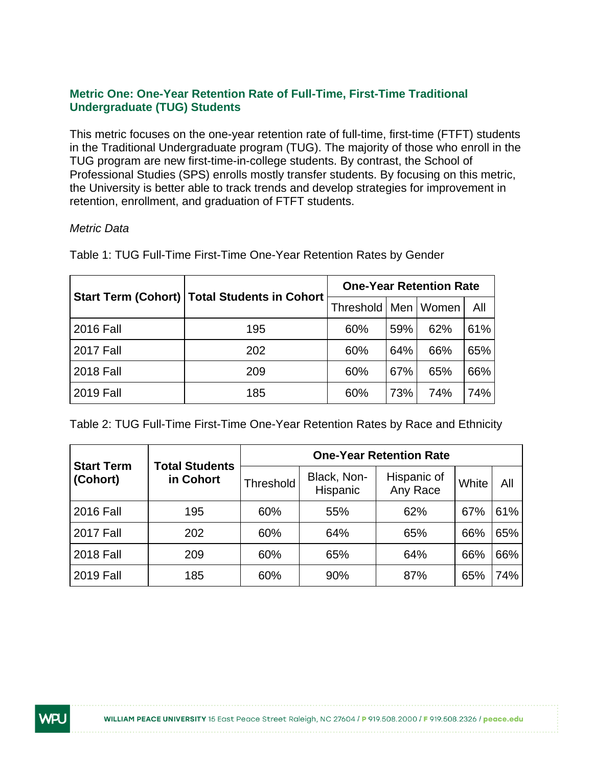### Metric One: One-Year Retention Rate of Full-Time, First-Time Traditional Undergraduate (TUG) Students

This metric focuses on the one-year retention rate of full-time, first-time (FTFT) students in the Traditional Undergraduate program (TUG). The majority of those who enroll in the TUG program are new first-time-in-college students. By contrast, the School of Professional Studies (SPS) enrolls mostly transfer students. By focusing on this metric, the University is better able to track trends and develop strategies for improvement in retention, enrollment, and graduation of FTFT students.

*Metric Data*

Table 1: TUG Full-Time First-Time One-Year Retention Rates by Gender

| Start Term (Cohort) | Total Students in Cohort | One-Year Retention Rate | | | |
|---|---|---|---|---|---|
| | | Threshold | Men | Women | All |
| 2016 Fall | 195 | 60% | 59% | 62% | 61% |
| 2017 Fall | 202 | 60% | 64% | 66% | 65% |
| 2018 Fall | 209 | 60% | 67% | 65% | 66% |
| 2019 Fall | 185 | 60% | 73% | 74% | 74% |

Table 2: TUG Full-Time First-Time One-Year Retention Rates by Race and Ethnicity

| Start Term (Cohort) | Total Students in Cohort | One-Year Retention Rate | | | | |
|---|---|---|---|---|---|---|
| | | Threshold | Black, Non-Hispanic | Hispanic of Any Race | White | All |
| 2016 Fall | 195 | 60% | 55% | 62% | 67% | 61% |
| 2017 Fall | 202 | 60% | 64% | 65% | 66% | 65% |
| 2018 Fall | 209 | 60% | 65% | 64% | 66% | 66% |
| 2019 Fall | 185 | 60% | 90% | 87% | 65% | 74% |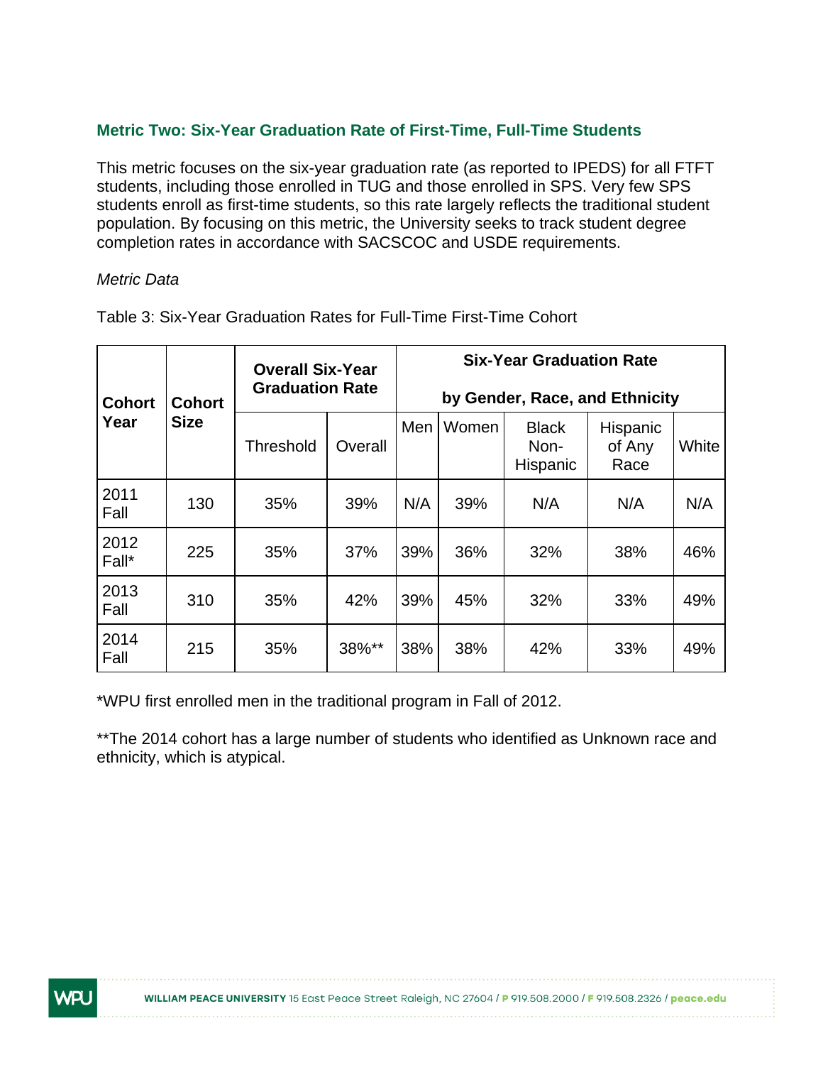### Metric Two: Six-Year Graduation Rate of First-Time, Full-Time Students

This metric focuses on the six-year graduation rate (as reported to IPEDS) for all FTFT students, including those enrolled in TUG and those enrolled in SPS. Very few SPS students enroll as first-time students, so this rate largely reflects the traditional student population. By focusing on this metric, the University seeks to track student degree completion rates in accordance with SACSCOC and USDE requirements.

*Metric Data*

Table 3: Six-Year Graduation Rates for Full-Time First-Time Cohort

| **Cohort Year** | **Cohort Size** | **Overall Six-Year Graduation Rate** | | **Six-Year Graduation Rate by Gender, Race, and Ethnicity** | | | | |
|---|---|---|---|---|---|---|---|---|
| | | Threshold | Overall | Men | Women | Black Non-Hispanic | Hispanic of Any Race | White |
| 2011 Fall | 130 | 35% | 39% | N/A | 39% | N/A | N/A | N/A |
| 2012 Fall* | 225 | 35% | 37% | 39% | 36% | 32% | 38% | 46% |
| 2013 Fall | 310 | 35% | 42% | 39% | 45% | 32% | 33% | 49% |
| 2014 Fall | 215 | 35% | 38%** | 38% | 38% | 42% | 33% | 49% |

*WPU first enrolled men in the traditional program in Fall of 2012.

**The 2014 cohort has a large number of students who identified as Unknown race and ethnicity, which is atypical.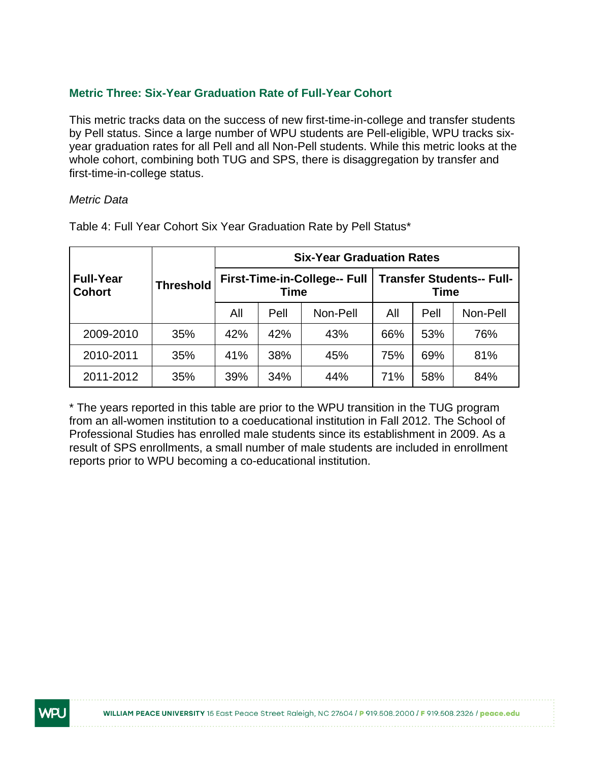### Metric Three: Six-Year Graduation Rate of Full-Year Cohort

This metric tracks data on the success of new first-time-in-college and transfer students by Pell status. Since a large number of WPU students are Pell-eligible, WPU tracks six-year graduation rates for all Pell and all Non-Pell students. While this metric looks at the whole cohort, combining both TUG and SPS, there is disaggregation by transfer and first-time-in-college status.

*Metric Data*

Table 4: Full Year Cohort Six Year Graduation Rate by Pell Status*

| **Full-Year Cohort** | **Threshold** | **Six-Year Graduation Rates** | | | | | |
|---|---|---|---|---|---|---|---|
| | | **First-Time-in-College-- Full Time** | | | **Transfer Students-- Full-Time** | | |
| | | All | Pell | Non-Pell | All | Pell | Non-Pell |
| 2009-2010 | 35% | 42% | 42% | 43% | 66% | 53% | 76% |
| 2010-2011 | 35% | 41% | 38% | 45% | 75% | 69% | 81% |
| 2011-2012 | 35% | 39% | 34% | 44% | 71% | 58% | 84% |

* The years reported in this table are prior to the WPU transition in the TUG program from an all-women institution to a coeducational institution in Fall 2012. The School of Professional Studies has enrolled male students since its establishment in 2009. As a result of SPS enrollments, a small number of male students are included in enrollment reports prior to WPU becoming a co-educational institution.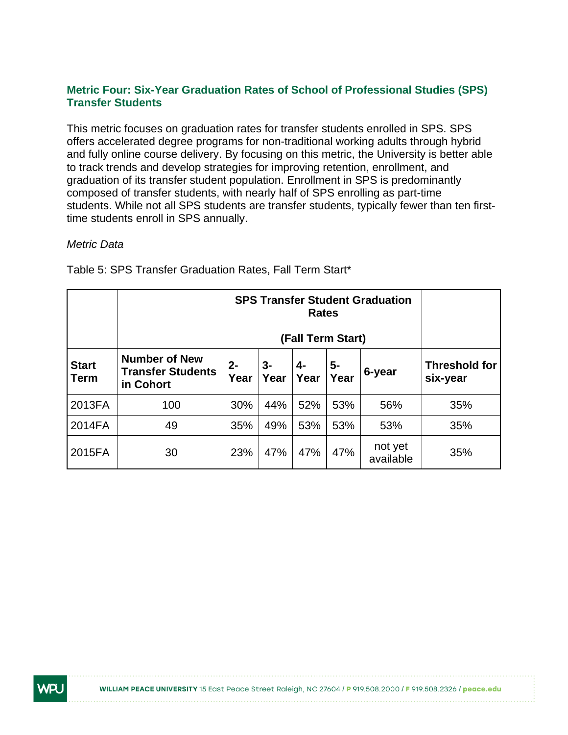### Metric Four: Six-Year Graduation Rates of School of Professional Studies (SPS) Transfer Students

This metric focuses on graduation rates for transfer students enrolled in SPS. SPS offers accelerated degree programs for non-traditional working adults through hybrid and fully online course delivery. By focusing on this metric, the University is better able to track trends and develop strategies for improving retention, enrollment, and graduation of its transfer student population. Enrollment in SPS is predominantly composed of transfer students, with nearly half of SPS enrolling as part-time students. While not all SPS students are transfer students, typically fewer than ten first-time students enroll in SPS annually.

*Metric Data*

Table 5: SPS Transfer Graduation Rates, Fall Term Start*

| | | SPS Transfer Student Graduation Rates (Fall Term Start) | | | | | |
|---|---|---|---|---|---|---|---|
| **Start Term** | **Number of New Transfer Students in Cohort** | **2-Year** | **3-Year** | **4-Year** | **5-Year** | **6-year** | **Threshold for six-year** |
| 2013FA | 100 | 30% | 44% | 52% | 53% | 56% | 35% |
| 2014FA | 49 | 35% | 49% | 53% | 53% | 53% | 35% |
| 2015FA | 30 | 23% | 47% | 47% | 47% | not yet available | 35% |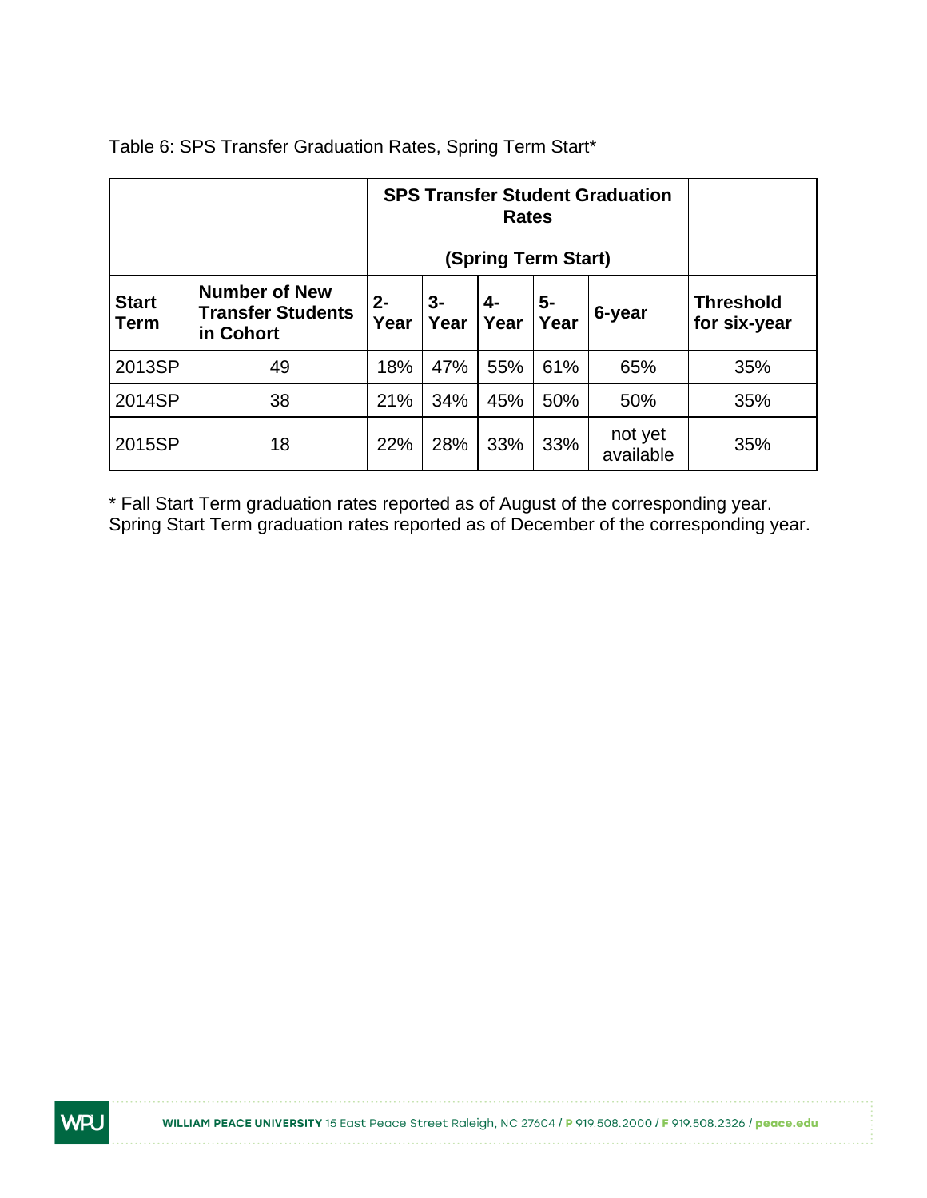Table 6: SPS Transfer Graduation Rates, Spring Term Start*

| | | **SPS Transfer Student Graduation Rates (Spring Term Start)** | | | | | |
|---|---|---|---|---|---|---|---|
| **Start Term** | **Number of New Transfer Students in Cohort** | **2-Year** | **3-Year** | **4-Year** | **5-Year** | **6-year** | **Threshold for six-year** |
| 2013SP | 49 | 18% | 47% | 55% | 61% | 65% | 35% |
| 2014SP | 38 | 21% | 34% | 45% | 50% | 50% | 35% |
| 2015SP | 18 | 22% | 28% | 33% | 33% | not yet available | 35% |

* Fall Start Term graduation rates reported as of August of the corresponding year. Spring Start Term graduation rates reported as of December of the corresponding year.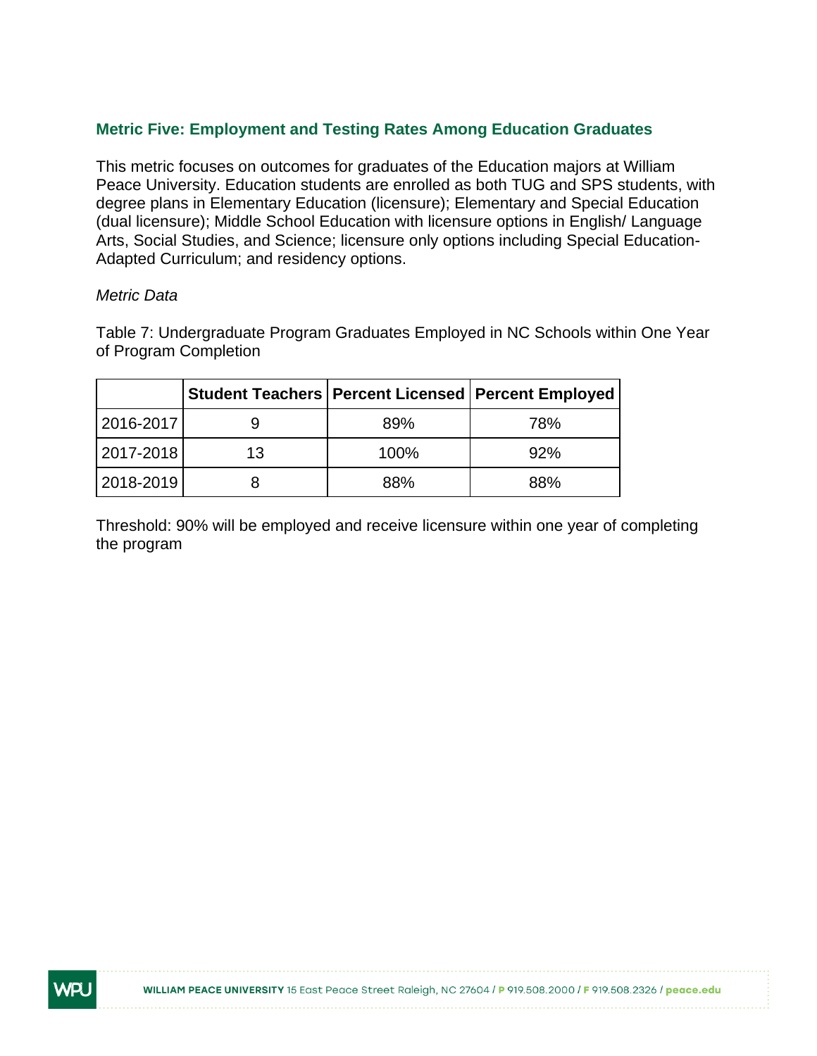### Metric Five: Employment and Testing Rates Among Education Graduates

This metric focuses on outcomes for graduates of the Education majors at William Peace University. Education students are enrolled as both TUG and SPS students, with degree plans in Elementary Education (licensure); Elementary and Special Education (dual licensure); Middle School Education with licensure options in English/ Language Arts, Social Studies, and Science; licensure only options including Special Education-Adapted Curriculum; and residency options.

*Metric Data*

Table 7: Undergraduate Program Graduates Employed in NC Schools within One Year of Program Completion

| | Student Teachers | Percent Licensed | Percent Employed |
|---|---|---|---|
| 2016-2017 | 9 | 89% | 78% |
| 2017-2018 | 13 | 100% | 92% |
| 2018-2019 | 8 | 88% | 88% |

Threshold: 90% will be employed and receive licensure within one year of completing the program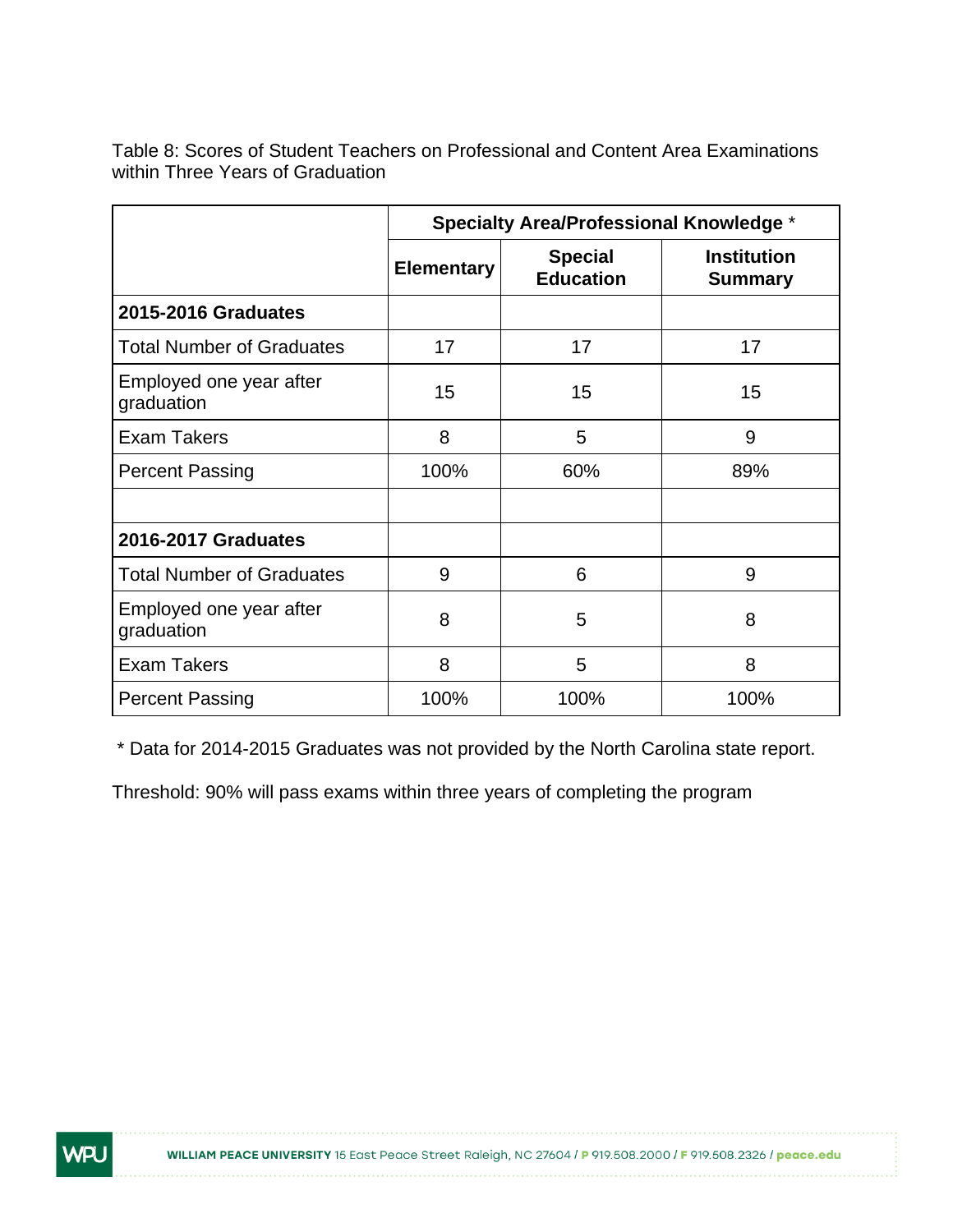Table 8: Scores of Student Teachers on Professional and Content Area Examinations within Three Years of Graduation

| | **Specialty Area/Professional Knowledge** * | | |
|---|---|---|---|
| | **Elementary** | **Special Education** | **Institution Summary** |
| **2015-2016 Graduates** | | | |
| Total Number of Graduates | 17 | 17 | 17 |
| Employed one year after graduation | 15 | 15 | 15 |
| Exam Takers | 8 | 5 | 9 |
| Percent Passing | 100% | 60% | 89% |
| | | | |
| **2016-2017 Graduates** | | | |
| Total Number of Graduates | 9 | 6 | 9 |
| Employed one year after graduation | 8 | 5 | 8 |
| Exam Takers | 8 | 5 | 8 |
| Percent Passing | 100% | 100% | 100% |

* Data for 2014-2015 Graduates was not provided by the North Carolina state report.

Threshold: 90% will pass exams within three years of completing the program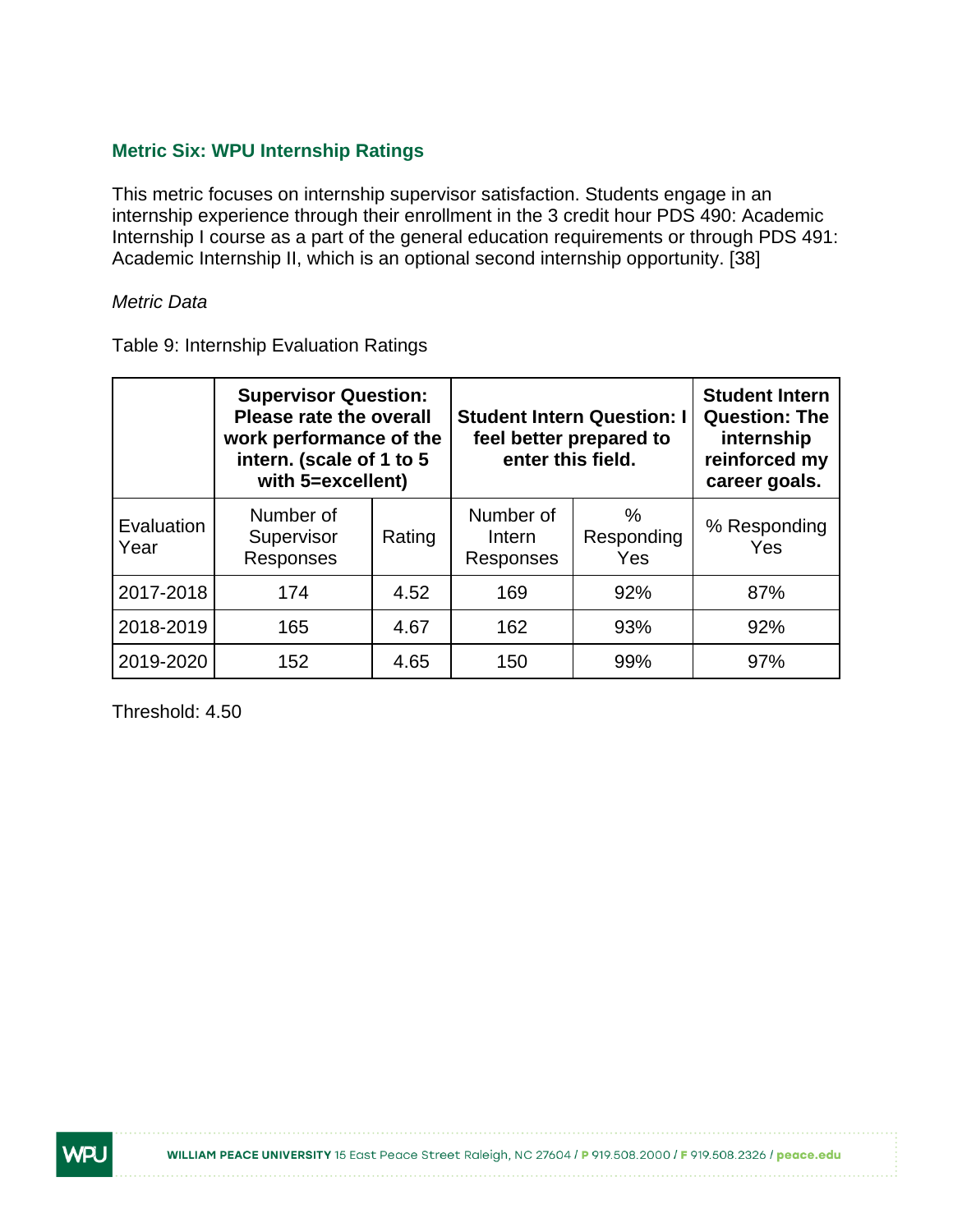### Metric Six: WPU Internship Ratings

This metric focuses on internship supervisor satisfaction. Students engage in an internship experience through their enrollment in the 3 credit hour PDS 490: Academic Internship I course as a part of the general education requirements or through PDS 491: Academic Internship II, which is an optional second internship opportunity. [38]

*Metric Data*

Table 9: Internship Evaluation Ratings

| | **Supervisor Question: Please rate the overall work performance of the intern. (scale of 1 to 5 with 5=excellent)** | | **Student Intern Question: I feel better prepared to enter this field.** | | **Student Intern Question: The internship reinforced my career goals.** |
|---|---|---|---|---|---|
| Evaluation Year | Number of Supervisor Responses | Rating | Number of Intern Responses | % Responding Yes | % Responding Yes |
| 2017-2018 | 174 | 4.52 | 169 | 92% | 87% |
| 2018-2019 | 165 | 4.67 | 162 | 93% | 92% |
| 2019-2020 | 152 | 4.65 | 150 | 99% | 97% |

Threshold: 4.50